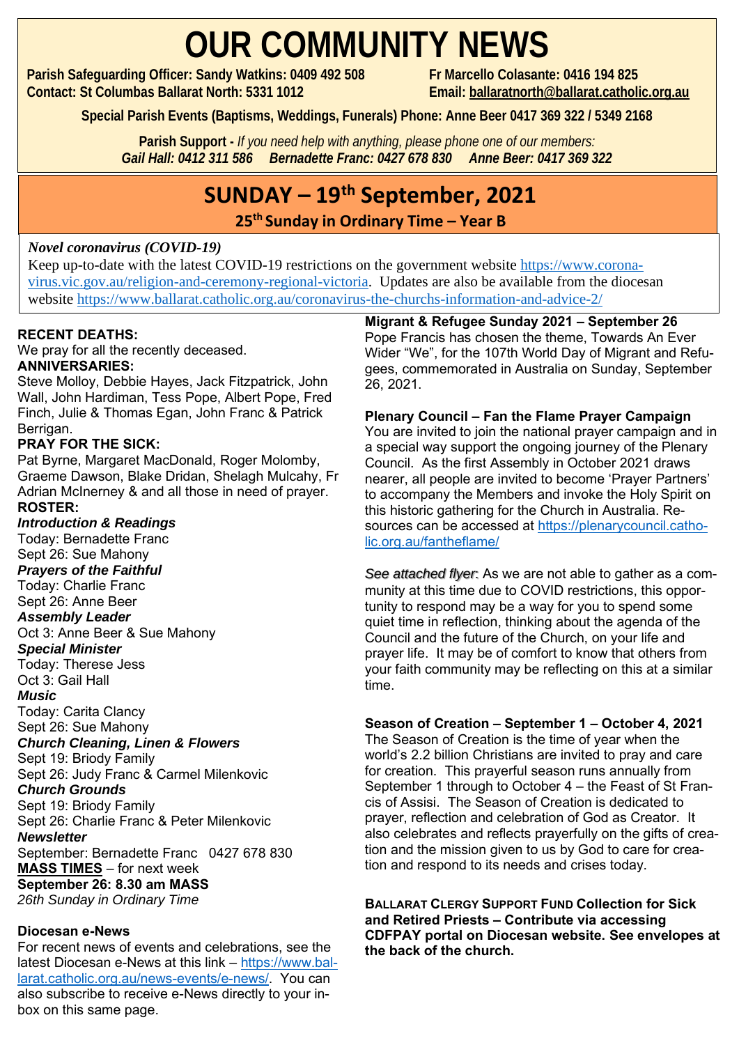# OUR COMMUNITY NEWS

**Parish Safeguarding Officer: Sandy Watkins: 0409 492 508** **Fr Marcello Colasante: 0416 194 825**
**Contact: St Columbas Ballarat North: 5331 1012** **Email: ballaratnorth@ballarat.catholic.org.au**

**Special Parish Events (Baptisms, Weddings, Funerals) Phone: Anne Beer 0417 369 322 / 5349 2168**

**Parish Support -** *If you need help with anything, please phone one of our members:*
***Gail Hall: 0412 311 586 Bernadette Franc: 0427 678 830 Anne Beer: 0417 369 322***

## SUNDAY – 19th September, 2021

### 25th Sunday in Ordinary Time – Year B

*Novel coronavirus (COVID-19)*
Keep up-to-date with the latest COVID-19 restrictions on the government website https://www.coronavirus.vic.gov.au/religion-and-ceremony-regional-victoria. Updates are also be available from the diocesan website https://www.ballarat.catholic.org.au/coronavirus-the-churchs-information-and-advice-2/

**RECENT DEATHS:**
We pray for all the recently deceased.

**ANNIVERSARIES:**
Steve Molloy, Debbie Hayes, Jack Fitzpatrick, John Wall, John Hardiman, Tess Pope, Albert Pope, Fred Finch, Julie & Thomas Egan, John Franc & Patrick Berrigan.

**PRAY FOR THE SICK:**
Pat Byrne, Margaret MacDonald, Roger Molomby, Graeme Dawson, Blake Dridan, Shelagh Mulcahy, Fr Adrian McInerney & and all those in need of prayer.

**ROSTER:**

***Introduction & Readings***
Today: Bernadette Franc
Sept 26: Sue Mahony

***Prayers of the Faithful***
Today: Charlie Franc
Sept 26: Anne Beer

***Assembly Leader***
Oct 3: Anne Beer & Sue Mahony

***Special Minister***
Today: Therese Jess
Oct 3: Gail Hall

***Music***
Today: Carita Clancy
Sept 26: Sue Mahony

***Church Cleaning, Linen & Flowers***
Sept 19: Briody Family
Sept 26: Judy Franc & Carmel Milenkovic

***Church Grounds***
Sept 19: Briody Family
Sept 26: Charlie Franc & Peter Milenkovic

***Newsletter***
September: Bernadette Franc 0427 678 830

**MASS TIMES** – for next week
**September 26: 8.30 am MASS**
*26th Sunday in Ordinary Time*

**Diocesan e-News**
For recent news of events and celebrations, see the latest Diocesan e-News at this link – https://www.ballarat.catholic.org.au/news-events/e-news/. You can also subscribe to receive e-News directly to your inbox on this same page.

**Migrant & Refugee Sunday 2021 – September 26**
Pope Francis has chosen the theme, Towards An Ever Wider "We", for the 107th World Day of Migrant and Refugees, commemorated in Australia on Sunday, September 26, 2021.

**Plenary Council – Fan the Flame Prayer Campaign**
You are invited to join the national prayer campaign and in a special way support the ongoing journey of the Plenary Council. As the first Assembly in October 2021 draws nearer, all people are invited to become 'Prayer Partners' to accompany the Members and invoke the Holy Spirit on this historic gathering for the Church in Australia. Resources can be accessed at https://plenarycouncil.catholic.org.au/fantheflame/

*See attached flyer*: As we are not able to gather as a community at this time due to COVID restrictions, this opportunity to respond may be a way for you to spend some quiet time in reflection, thinking about the agenda of the Council and the future of the Church, on your life and prayer life. It may be of comfort to know that others from your faith community may be reflecting on this at a similar time.

**Season of Creation – September 1 – October 4, 2021**
The Season of Creation is the time of year when the world's 2.2 billion Christians are invited to pray and care for creation. This prayerful season runs annually from September 1 through to October 4 – the Feast of St Francis of Assisi. The Season of Creation is dedicated to prayer, reflection and celebration of God as Creator. It also celebrates and reflects prayerfully on the gifts of creation and the mission given to us by God to care for creation and respond to its needs and crises today.

**BALLARAT CLERGY SUPPORT FUND Collection for Sick and Retired Priests – Contribute via accessing CDFPAY portal on Diocesan website. See envelopes at the back of the church.**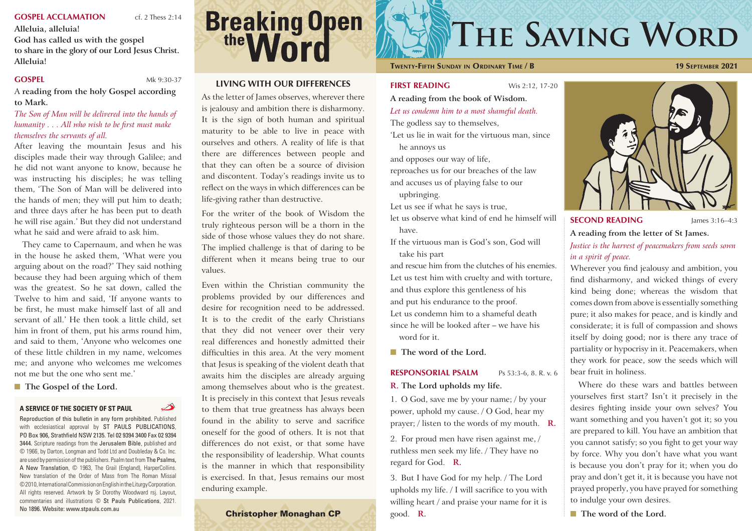## GOSPEL ACCLAMATION

cf. 2 Thess 2:14

**Alleluia, alleluia!**
**God has called us with the gospel**
**to share in the glory of our Lord Jesus Christ.**
**Alleluia!**

## GOSPEL

Mk 9:30-37

**A reading from the holy Gospel according to Mark.**

*The Son of Man will be delivered into the hands of humanity . . . All who wish to be first must make themselves the servants of all.*

After leaving the mountain Jesus and his disciples made their way through Galilee; and he did not want anyone to know, because he was instructing his disciples; he was telling them, 'The Son of Man will be delivered into the hands of men; they will put him to death; and three days after he has been put to death he will rise again.' But they did not understand what he said and were afraid to ask him.

They came to Capernaum, and when he was in the house he asked them, 'What were you arguing about on the road?' They said nothing because they had been arguing which of them was the greatest. So he sat down, called the Twelve to him and said, 'If anyone wants to be first, he must make himself last of all and servant of all.' He then took a little child, set him in front of them, put his arms round him, and said to them, 'Anyone who welcomes one of these little children in my name, welcomes me; and anyone who welcomes me welcomes not me but the one who sent me.'

**The Gospel of the Lord.**

**A SERVICE OF THE SOCIETY OF ST PAUL**

Reproduction of this bulletin in any form prohibited. Published with ecclesiastical approval by ST PAULS PUBLICATIONS, PO Box 906, Strathfield NSW 2135. Tel 02 9394 3400 Fax 02 9394 3444. Scripture readings from the Jerusalem Bible, published and © 1966, by Darton, Longman and Todd Ltd and Doubleday & Co. Inc. are used by permission of the publishers. Psalm text from The Psalms, A New Translation, © 1963, The Grail (England), HarperCollins. New translation of the Order of Mass from The Roman Missal ©2010, International Commission on English in the Liturgy Corporation. All rights reserved. Artwork by Sr Dorothy Woodward rsj. Layout, commentaries and illustrations © St Pauls Publications, 2021. No 1896. Website: www.stpauls.com.au

# Breaking Open the Word

## LIVING WITH OUR DIFFERENCES

As the letter of James observes, wherever there is jealousy and ambition there is disharmony. It is the sign of both human and spiritual maturity to be able to live in peace with ourselves and others. A reality of life is that there are differences between people and that they can often be a source of division and discontent. Today's readings invite us to reflect on the ways in which differences can be life-giving rather than destructive.

For the writer of the book of Wisdom the truly righteous person will be a thorn in the side of those whose values they do not share. The implied challenge is that of daring to be different when it means being true to our values.

Even within the Christian community the problems provided by our differences and desire for recognition need to be addressed. It is to the credit of the early Christians that they did not veneer over their very real differences and honestly admitted their difficulties in this area. At the very moment that Jesus is speaking of the violent death that awaits him the disciples are already arguing among themselves about who is the greatest. It is precisely in this context that Jesus reveals to them that true greatness has always been found in the ability to serve and sacrifice oneself for the good of others. It is not that differences do not exist, or that some have the responsibility of leadership. What counts is the manner in which that responsibility is exercised. In that, Jesus remains our most enduring example.

**Christopher Monaghan CP**

# The Saving Word

**Twenty-Fifth Sunday in Ordinary Time / B** — **19 September 2021**

## FIRST READING

Wis 2:12, 17-20

**A reading from the book of Wisdom.**

*Let us condemn him to a most shameful death.*

The godless say to themselves,
'Let us lie in wait for the virtuous man, since he annoys us
and opposes our way of life,
reproaches us for our breaches of the law
and accuses us of playing false to our upbringing.
Let us see if what he says is true,
let us observe what kind of end he himself will have.
If the virtuous man is God's son, God will take his part
and rescue him from the clutches of his enemies.
Let us test him with cruelty and with torture,
and thus explore this gentleness of his
and put his endurance to the proof.
Let us condemn him to a shameful death
since he will be looked after – we have his word for it.

**The word of the Lord.**

## RESPONSORIAL PSALM

Ps 53:3-6, 8. R. v. 6

**R. The Lord upholds my life.**

1. O God, save me by your name; / by your power, uphold my cause. / O God, hear my prayer; / listen to the words of my mouth. **R.**

2. For proud men have risen against me, / ruthless men seek my life. / They have no regard for God. **R.**

3. But I have God for my help. / The Lord upholds my life. / I will sacrifice to you with willing heart / and praise your name for it is good. **R.**

## SECOND READING

James 3:16–4:3

**A reading from the letter of St James.**

*Justice is the harvest of peacemakers from seeds sown in a spirit of peace.*

Wherever you find jealousy and ambition, you find disharmony, and wicked things of every kind being done; whereas the wisdom that comes down from above is essentially something pure; it also makes for peace, and is kindly and considerate; it is full of compassion and shows itself by doing good; nor is there any trace of partiality or hypocrisy in it. Peacemakers, when they work for peace, sow the seeds which will bear fruit in holiness.

Where do these wars and battles between yourselves first start? Isn't it precisely in the desires fighting inside your own selves? You want something and you haven't got it; so you are prepared to kill. You have an ambition that you cannot satisfy; so you fight to get your way by force. Why you don't have what you want is because you don't pray for it; when you do pray and don't get it, it is because you have not prayed properly, you have prayed for something to indulge your own desires.

**The word of the Lord.**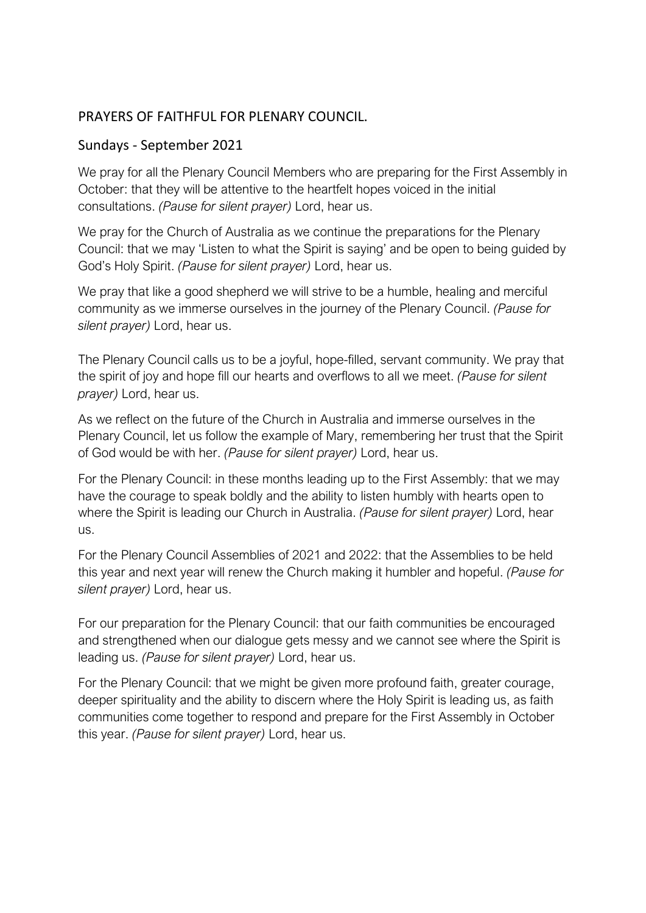## PRAYERS OF FAITHFUL FOR PLENARY COUNCIL.

### Sundays - September 2021

We pray for all the Plenary Council Members who are preparing for the First Assembly in October: that they will be attentive to the heartfelt hopes voiced in the initial consultations. *(Pause for silent prayer)* Lord, hear us.

We pray for the Church of Australia as we continue the preparations for the Plenary Council: that we may 'Listen to what the Spirit is saying' and be open to being guided by God's Holy Spirit. *(Pause for silent prayer)* Lord, hear us.

We pray that like a good shepherd we will strive to be a humble, healing and merciful community as we immerse ourselves in the journey of the Plenary Council. *(Pause for silent prayer)* Lord, hear us.

The Plenary Council calls us to be a joyful, hope-filled, servant community. We pray that the spirit of joy and hope fill our hearts and overflows to all we meet. *(Pause for silent prayer)* Lord, hear us.

As we reflect on the future of the Church in Australia and immerse ourselves in the Plenary Council, let us follow the example of Mary, remembering her trust that the Spirit of God would be with her. *(Pause for silent prayer)* Lord, hear us.

For the Plenary Council: in these months leading up to the First Assembly: that we may have the courage to speak boldly and the ability to listen humbly with hearts open to where the Spirit is leading our Church in Australia. *(Pause for silent prayer)* Lord, hear us.

For the Plenary Council Assemblies of 2021 and 2022: that the Assemblies to be held this year and next year will renew the Church making it humbler and hopeful. *(Pause for silent prayer)* Lord, hear us.

For our preparation for the Plenary Council: that our faith communities be encouraged and strengthened when our dialogue gets messy and we cannot see where the Spirit is leading us. *(Pause for silent prayer)* Lord, hear us.

For the Plenary Council: that we might be given more profound faith, greater courage, deeper spirituality and the ability to discern where the Holy Spirit is leading us, as faith communities come together to respond and prepare for the First Assembly in October this year. *(Pause for silent prayer)* Lord, hear us.